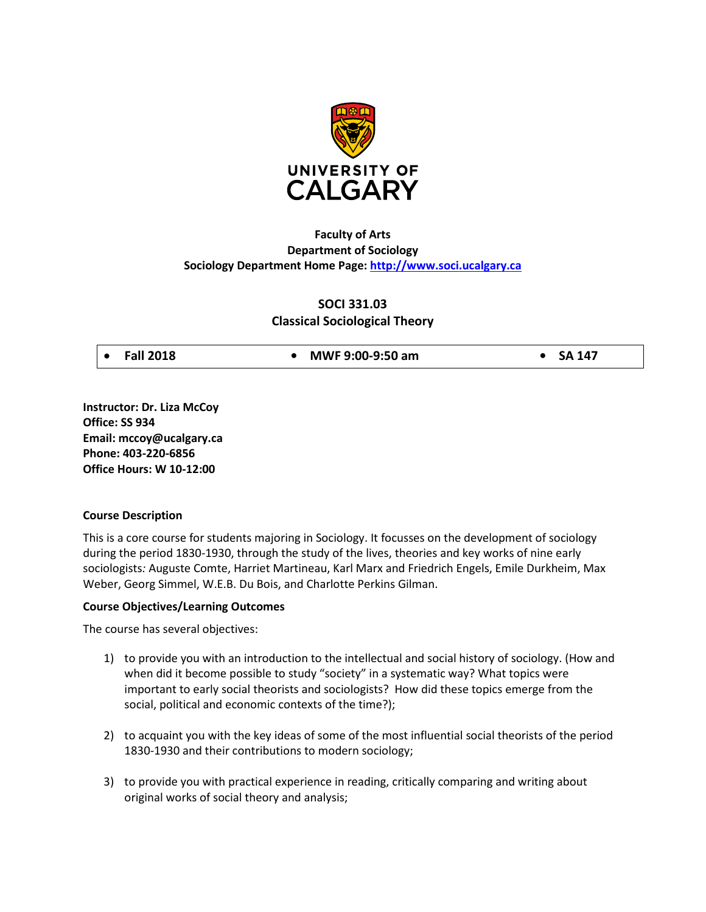UNIVERSITY OF CALGARY

**Faculty of Arts**
**Department of Sociology**
**Sociology Department Home Page: [http://www.soci.ucalgary.ca](http://www.soci.ucalgary.ca)**

# SOCI 331.03
## Classical Sociological Theory

| • Fall 2018 | • MWF 9:00-9:50 am | • SA 147 |
|---|---|---|

**Instructor: Dr. Liza McCoy**
**Office: SS 934**
**Email: mccoy@ucalgary.ca**
**Phone: 403-220-6856**
**Office Hours: W 10-12:00**

### Course Description

This is a core course for students majoring in Sociology. It focusses on the development of sociology during the period 1830-1930, through the study of the lives, theories and key works of nine early sociologists*:* Auguste Comte, Harriet Martineau, Karl Marx and Friedrich Engels, Emile Durkheim, Max Weber, Georg Simmel, W.E.B. Du Bois, and Charlotte Perkins Gilman.

### Course Objectives/Learning Outcomes

The course has several objectives:

1) to provide you with an introduction to the intellectual and social history of sociology. (How and when did it become possible to study "society" in a systematic way? What topics were important to early social theorists and sociologists? How did these topics emerge from the social, political and economic contexts of the time?);

2) to acquaint you with the key ideas of some of the most influential social theorists of the period 1830-1930 and their contributions to modern sociology;

3) to provide you with practical experience in reading, critically comparing and writing about original works of social theory and analysis;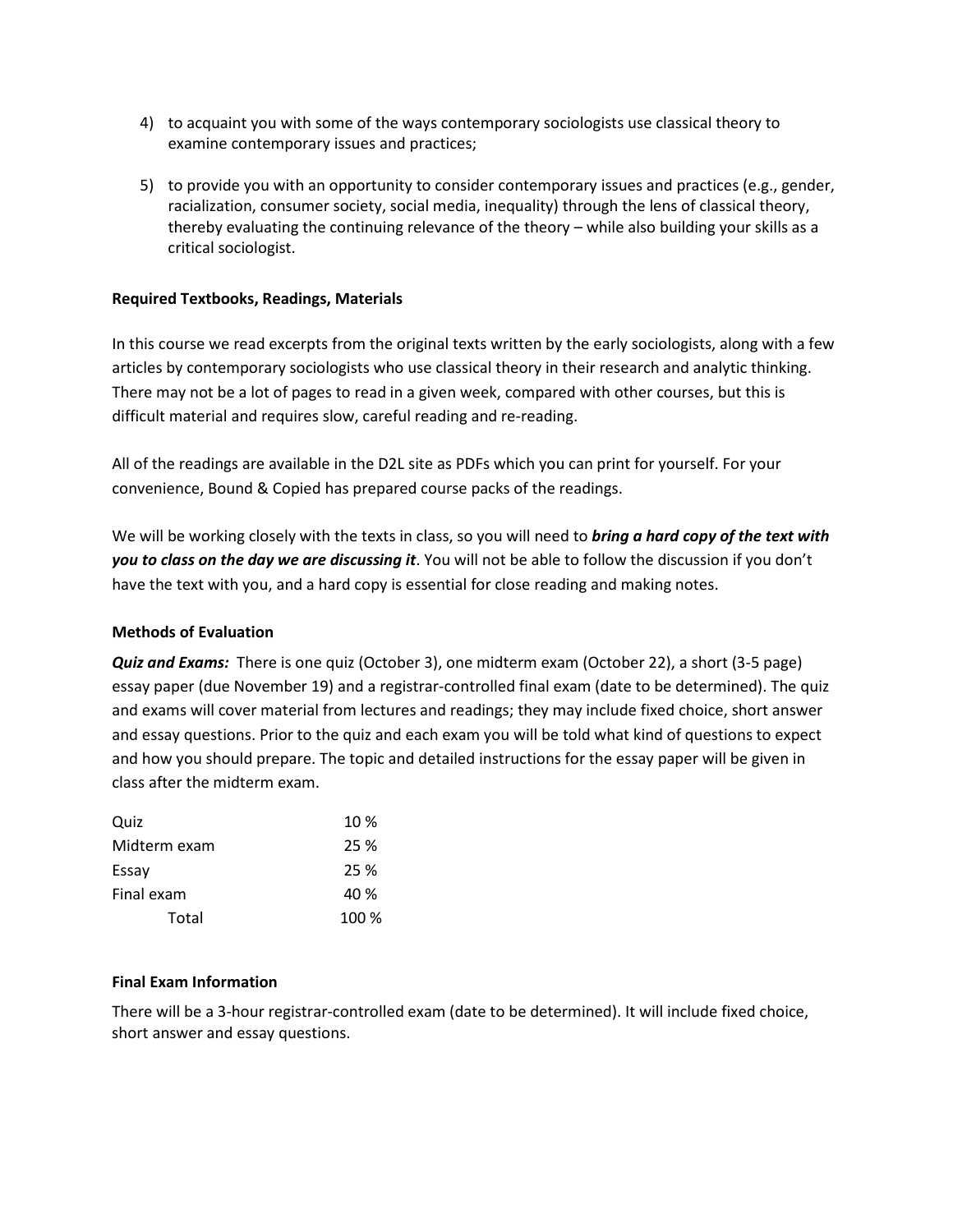4) to acquaint you with some of the ways contemporary sociologists use classical theory to examine contemporary issues and practices;

5) to provide you with an opportunity to consider contemporary issues and practices (e.g., gender, racialization, consumer society, social media, inequality) through the lens of classical theory, thereby evaluating the continuing relevance of the theory – while also building your skills as a critical sociologist.

**Required Textbooks, Readings, Materials**

In this course we read excerpts from the original texts written by the early sociologists, along with a few articles by contemporary sociologists who use classical theory in their research and analytic thinking. There may not be a lot of pages to read in a given week, compared with other courses, but this is difficult material and requires slow, careful reading and re-reading.

All of the readings are available in the D2L site as PDFs which you can print for yourself. For your convenience, Bound & Copied has prepared course packs of the readings.

We will be working closely with the texts in class, so you will need to ***bring a hard copy of the text with you to class on the day we are discussing it***. You will not be able to follow the discussion if you don't have the text with you, and a hard copy is essential for close reading and making notes.

**Methods of Evaluation**

***Quiz and Exams:*** There is one quiz (October 3), one midterm exam (October 22), a short (3-5 page) essay paper (due November 19) and a registrar-controlled final exam (date to be determined). The quiz and exams will cover material from lectures and readings; they may include fixed choice, short answer and essay questions. Prior to the quiz and each exam you will be told what kind of questions to expect and how you should prepare. The topic and detailed instructions for the essay paper will be given in class after the midterm exam.

| | |
|---|---|
| Quiz | 10 % |
| Midterm exam | 25 % |
| Essay | 25 % |
| Final exam | 40 % |
| Total | 100 % |

**Final Exam Information**

There will be a 3-hour registrar-controlled exam (date to be determined). It will include fixed choice, short answer and essay questions.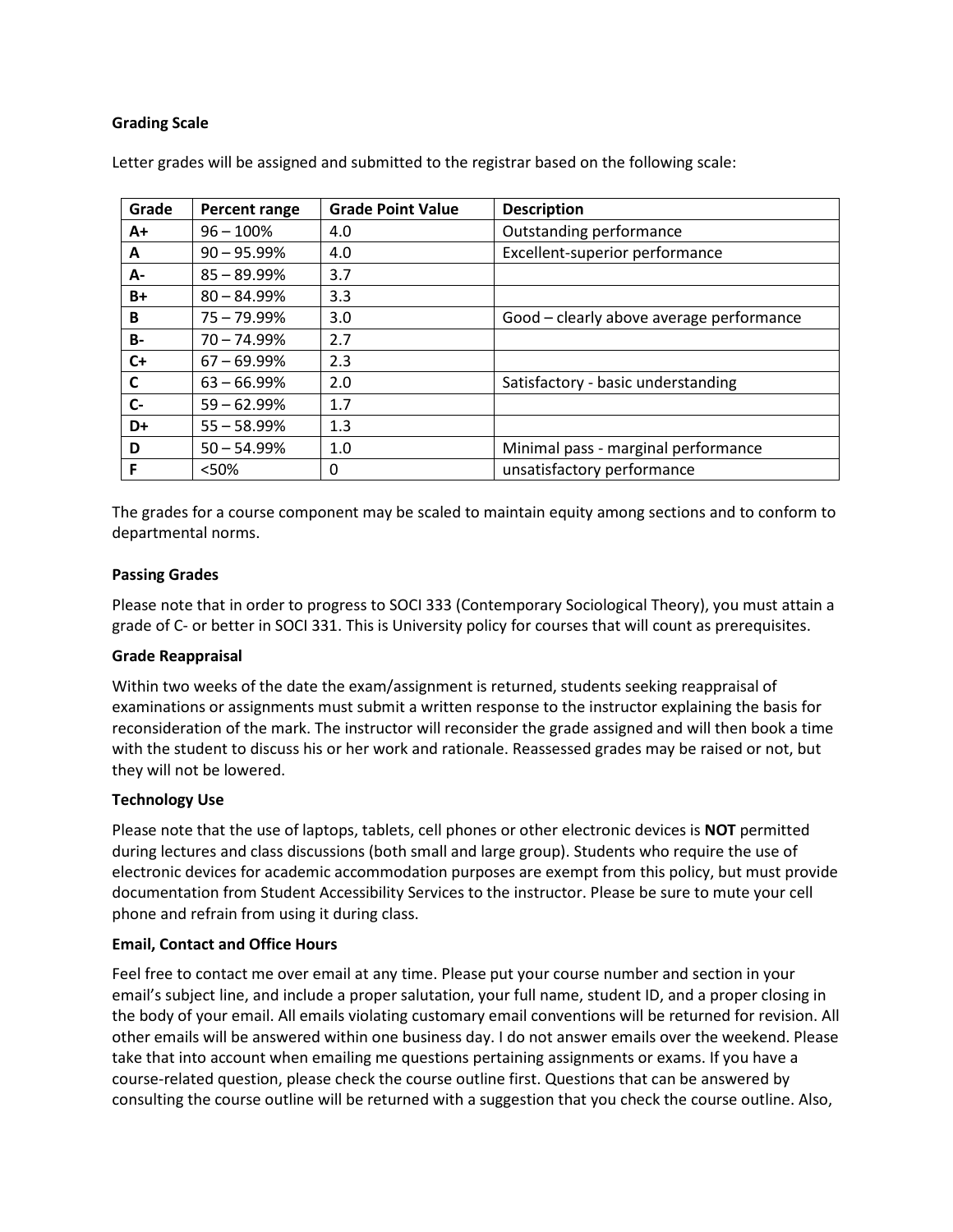**Grading Scale**

Letter grades will be assigned and submitted to the registrar based on the following scale:

| Grade | Percent range | Grade Point Value | Description |
|---|---|---|---|
| A+ | 96 – 100% | 4.0 | Outstanding performance |
| A | 90 – 95.99% | 4.0 | Excellent-superior performance |
| A- | 85 – 89.99% | 3.7 | |
| B+ | 80 – 84.99% | 3.3 | |
| B | 75 – 79.99% | 3.0 | Good – clearly above average performance |
| B- | 70 – 74.99% | 2.7 | |
| C+ | 67 – 69.99% | 2.3 | |
| C | 63 – 66.99% | 2.0 | Satisfactory - basic understanding |
| C- | 59 – 62.99% | 1.7 | |
| D+ | 55 – 58.99% | 1.3 | |
| D | 50 – 54.99% | 1.0 | Minimal pass - marginal performance |
| F | <50% | 0 | unsatisfactory performance |

The grades for a course component may be scaled to maintain equity among sections and to conform to departmental norms.

**Passing Grades**

Please note that in order to progress to SOCI 333 (Contemporary Sociological Theory), you must attain a grade of C- or better in SOCI 331. This is University policy for courses that will count as prerequisites.

**Grade Reappraisal**

Within two weeks of the date the exam/assignment is returned, students seeking reappraisal of examinations or assignments must submit a written response to the instructor explaining the basis for reconsideration of the mark. The instructor will reconsider the grade assigned and will then book a time with the student to discuss his or her work and rationale. Reassessed grades may be raised or not, but they will not be lowered.

**Technology Use**

Please note that the use of laptops, tablets, cell phones or other electronic devices is **NOT** permitted during lectures and class discussions (both small and large group). Students who require the use of electronic devices for academic accommodation purposes are exempt from this policy, but must provide documentation from Student Accessibility Services to the instructor. Please be sure to mute your cell phone and refrain from using it during class.

**Email, Contact and Office Hours**

Feel free to contact me over email at any time. Please put your course number and section in your email's subject line, and include a proper salutation, your full name, student ID, and a proper closing in the body of your email. All emails violating customary email conventions will be returned for revision. All other emails will be answered within one business day. I do not answer emails over the weekend. Please take that into account when emailing me questions pertaining assignments or exams. If you have a course-related question, please check the course outline first. Questions that can be answered by consulting the course outline will be returned with a suggestion that you check the course outline. Also,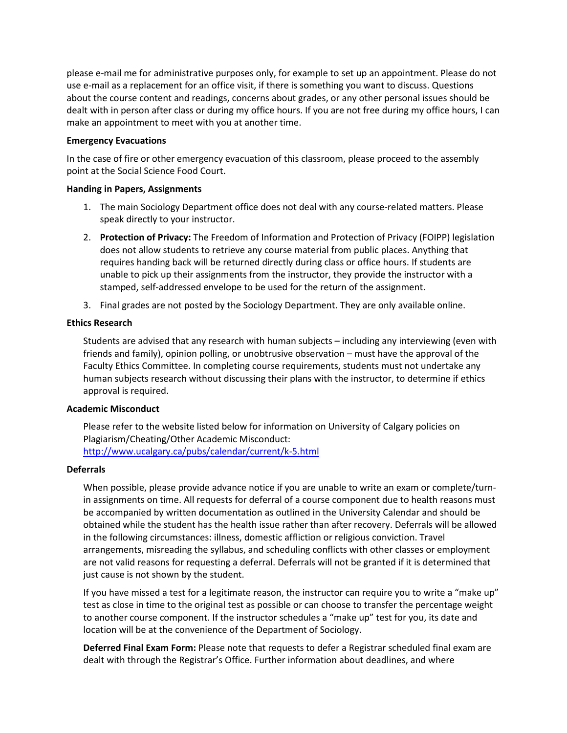please e-mail me for administrative purposes only, for example to set up an appointment. Please do not use e-mail as a replacement for an office visit, if there is something you want to discuss. Questions about the course content and readings, concerns about grades, or any other personal issues should be dealt with in person after class or during my office hours. If you are not free during my office hours, I can make an appointment to meet with you at another time.

**Emergency Evacuations**

In the case of fire or other emergency evacuation of this classroom, please proceed to the assembly point at the Social Science Food Court.

**Handing in Papers, Assignments**

1. The main Sociology Department office does not deal with any course-related matters. Please speak directly to your instructor.
2. **Protection of Privacy:** The Freedom of Information and Protection of Privacy (FOIPP) legislation does not allow students to retrieve any course material from public places. Anything that requires handing back will be returned directly during class or office hours. If students are unable to pick up their assignments from the instructor, they provide the instructor with a stamped, self-addressed envelope to be used for the return of the assignment.
3. Final grades are not posted by the Sociology Department. They are only available online.

**Ethics Research**

Students are advised that any research with human subjects – including any interviewing (even with friends and family), opinion polling, or unobtrusive observation – must have the approval of the Faculty Ethics Committee. In completing course requirements, students must not undertake any human subjects research without discussing their plans with the instructor, to determine if ethics approval is required.

**Academic Misconduct**

Please refer to the website listed below for information on University of Calgary policies on Plagiarism/Cheating/Other Academic Misconduct:
http://www.ucalgary.ca/pubs/calendar/current/k-5.html

**Deferrals**

When possible, please provide advance notice if you are unable to write an exam or complete/turn-in assignments on time. All requests for deferral of a course component due to health reasons must be accompanied by written documentation as outlined in the University Calendar and should be obtained while the student has the health issue rather than after recovery. Deferrals will be allowed in the following circumstances: illness, domestic affliction or religious conviction. Travel arrangements, misreading the syllabus, and scheduling conflicts with other classes or employment are not valid reasons for requesting a deferral. Deferrals will not be granted if it is determined that just cause is not shown by the student.

If you have missed a test for a legitimate reason, the instructor can require you to write a "make up" test as close in time to the original test as possible or can choose to transfer the percentage weight to another course component. If the instructor schedules a "make up" test for you, its date and location will be at the convenience of the Department of Sociology.

**Deferred Final Exam Form:** Please note that requests to defer a Registrar scheduled final exam are dealt with through the Registrar's Office. Further information about deadlines, and where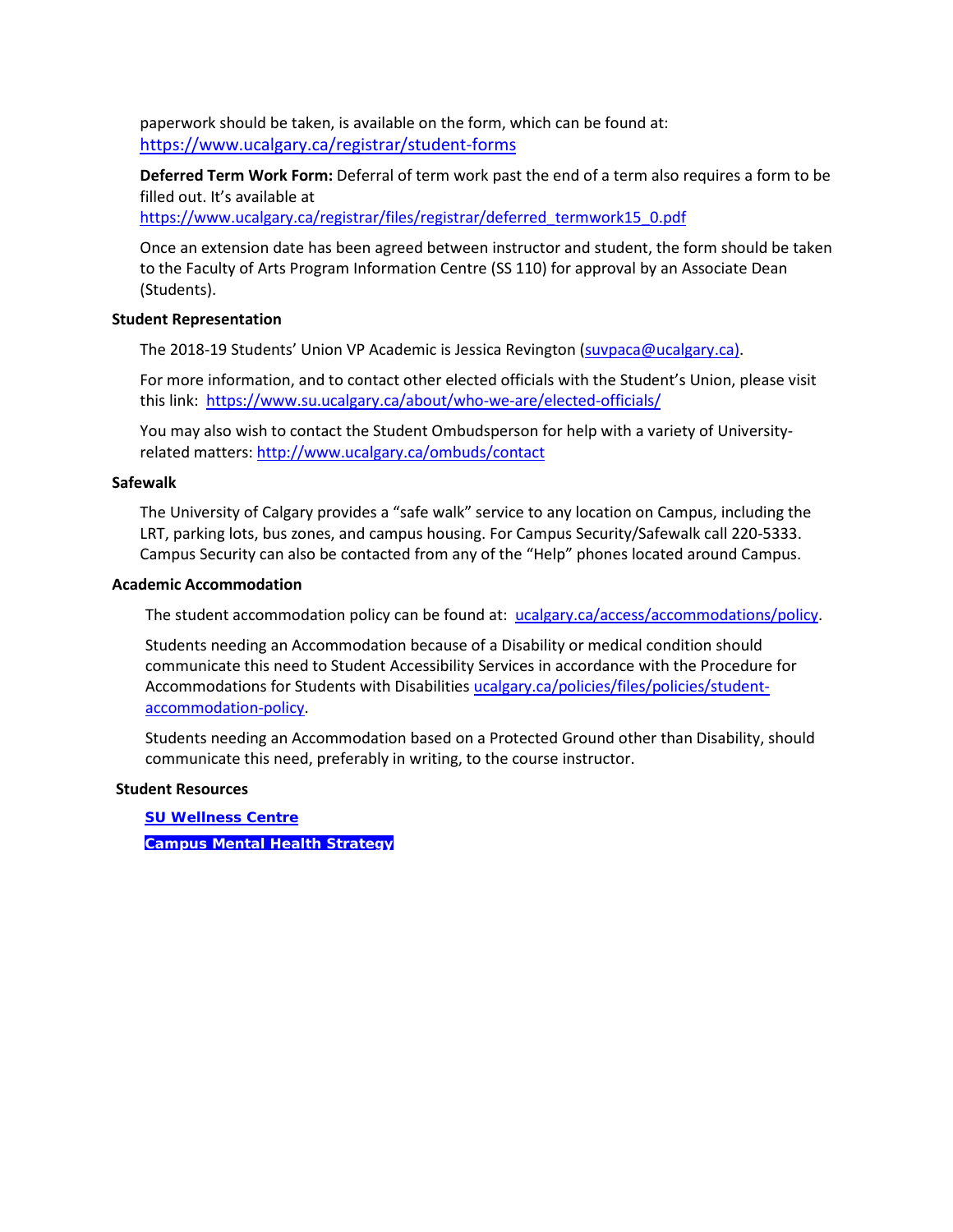paperwork should be taken, is available on the form, which can be found at: https://www.ucalgary.ca/registrar/student-forms

**Deferred Term Work Form:** Deferral of term work past the end of a term also requires a form to be filled out. It's available at https://www.ucalgary.ca/registrar/files/registrar/deferred_termwork15_0.pdf

Once an extension date has been agreed between instructor and student, the form should be taken to the Faculty of Arts Program Information Centre (SS 110) for approval by an Associate Dean (Students).

**Student Representation**

The 2018-19 Students' Union VP Academic is Jessica Revington (suvpaca@ucalgary.ca).

For more information, and to contact other elected officials with the Student's Union, please visit this link: https://www.su.ucalgary.ca/about/who-we-are/elected-officials/

You may also wish to contact the Student Ombudsperson for help with a variety of University-related matters: http://www.ucalgary.ca/ombuds/contact

**Safewalk**

The University of Calgary provides a "safe walk" service to any location on Campus, including the LRT, parking lots, bus zones, and campus housing. For Campus Security/Safewalk call 220-5333. Campus Security can also be contacted from any of the "Help" phones located around Campus.

**Academic Accommodation**

The student accommodation policy can be found at: ucalgary.ca/access/accommodations/policy.

Students needing an Accommodation because of a Disability or medical condition should communicate this need to Student Accessibility Services in accordance with the Procedure for Accommodations for Students with Disabilities ucalgary.ca/policies/files/policies/student-accommodation-policy.

Students needing an Accommodation based on a Protected Ground other than Disability, should communicate this need, preferably in writing, to the course instructor.

**Student Resources**

**SU Wellness Centre**

**Campus Mental Health Strategy**